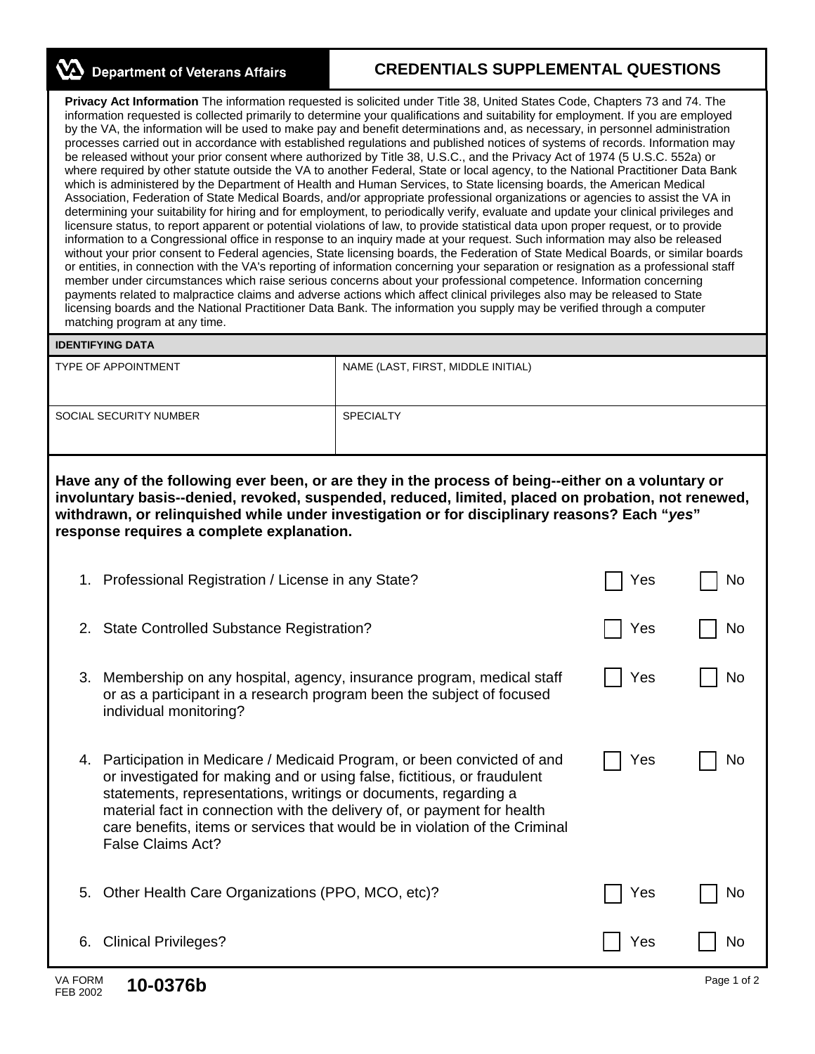**Department of Veterans Affairs**

# CREDENTIALS SUPPLEMENTAL QUESTIONS

**Privacy Act Information** The information requested is solicited under Title 38, United States Code, Chapters 73 and 74. The information requested is collected primarily to determine your qualifications and suitability for employment. If you are employed by the VA, the information will be used to make pay and benefit determinations and, as necessary, in personnel administration processes carried out in accordance with established regulations and published notices of systems of records. Information may be released without your prior consent where authorized by Title 38, U.S.C., and the Privacy Act of 1974 (5 U.S.C. 552a) or where required by other statute outside the VA to another Federal, State or local agency, to the National Practitioner Data Bank which is administered by the Department of Health and Human Services, to State licensing boards, the American Medical Association, Federation of State Medical Boards, and/or appropriate professional organizations or agencies to assist the VA in determining your suitability for hiring and for employment, to periodically verify, evaluate and update your clinical privileges and licensure status, to report apparent or potential violations of law, to provide statistical data upon proper request, or to provide information to a Congressional office in response to an inquiry made at your request. Such information may also be released without your prior consent to Federal agencies, State licensing boards, the Federation of State Medical Boards, or similar boards or entities, in connection with the VA's reporting of information concerning your separation or resignation as a professional staff member under circumstances which raise serious concerns about your professional competence. Information concerning payments related to malpractice claims and adverse actions which affect clinical privileges also may be released to State licensing boards and the National Practitioner Data Bank. The information you supply may be verified through a computer matching program at any time.

## IDENTIFYING DATA

| TYPE OF APPOINTMENT | NAME (LAST, FIRST, MIDDLE INITIAL) |
|---|---|
| | |
| **SOCIAL SECURITY NUMBER** | **SPECIALTY** |
| | |

**Have any of the following ever been, or are they in the process of being--either on a voluntary or involuntary basis--denied, revoked, suspended, reduced, limited, placed on probation, not renewed, withdrawn, or relinquished while under investigation or for disciplinary reasons? Each "*yes*" response requires a complete explanation.**

1. Professional Registration / License in any State? ☐ Yes ☐ No

2. State Controlled Substance Registration? ☐ Yes ☐ No

3. Membership on any hospital, agency, insurance program, medical staff or as a participant in a research program been the subject of focused individual monitoring? ☐ Yes ☐ No

4. Participation in Medicare / Medicaid Program, or been convicted of and or investigated for making and or using false, fictitious, or fraudulent statements, representations, writings or documents, regarding a material fact in connection with the delivery of, or payment for health care benefits, items or services that would be in violation of the Criminal False Claims Act? ☐ Yes ☐ No

5. Other Health Care Organizations (PPO, MCO, etc)? ☐ Yes ☐ No

6. Clinical Privileges? ☐ Yes ☐ No

VA FORM FEB 2002 **10-0376b**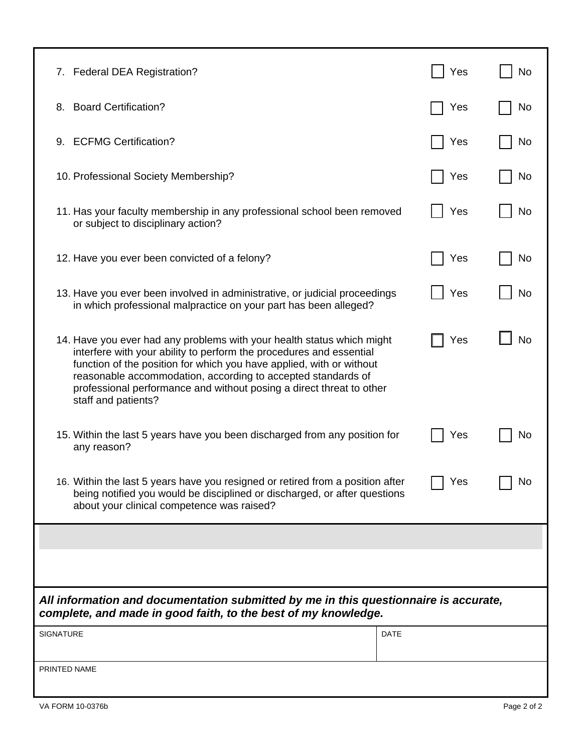| | | |
|---|---|---|
| 7. Federal DEA Registration? | ☐ Yes | ☐ No |
| 8. Board Certification? | ☐ Yes | ☐ No |
| 9. ECFMG Certification? | ☐ Yes | ☐ No |
| 10. Professional Society Membership? | ☐ Yes | ☐ No |
| 11. Has your faculty membership in any professional school been removed or subject to disciplinary action? | ☐ Yes | ☐ No |
| 12. Have you ever been convicted of a felony? | ☐ Yes | ☐ No |
| 13. Have you ever been involved in administrative, or judicial proceedings in which professional malpractice on your part has been alleged? | ☐ Yes | ☐ No |
| 14. Have you ever had any problems with your health status which might interfere with your ability to perform the procedures and essential function of the position for which you have applied, with or without reasonable accommodation, according to accepted standards of professional performance and without posing a direct threat to other staff and patients? | ☐ Yes | ☐ No |
| 15. Within the last 5 years have you been discharged from any position for any reason? | ☐ Yes | ☐ No |
| 16. Within the last 5 years have you resigned or retired from a position after being notified you would be disciplined or discharged, or after questions about your clinical competence was raised? | ☐ Yes | ☐ No |

***All information and documentation submitted by me in this questionnaire is accurate, complete, and made in good faith, to the best of my knowledge.***

| | |
|---|---|
| SIGNATURE | DATE |
| PRINTED NAME | |

VA FORM 10-0376b